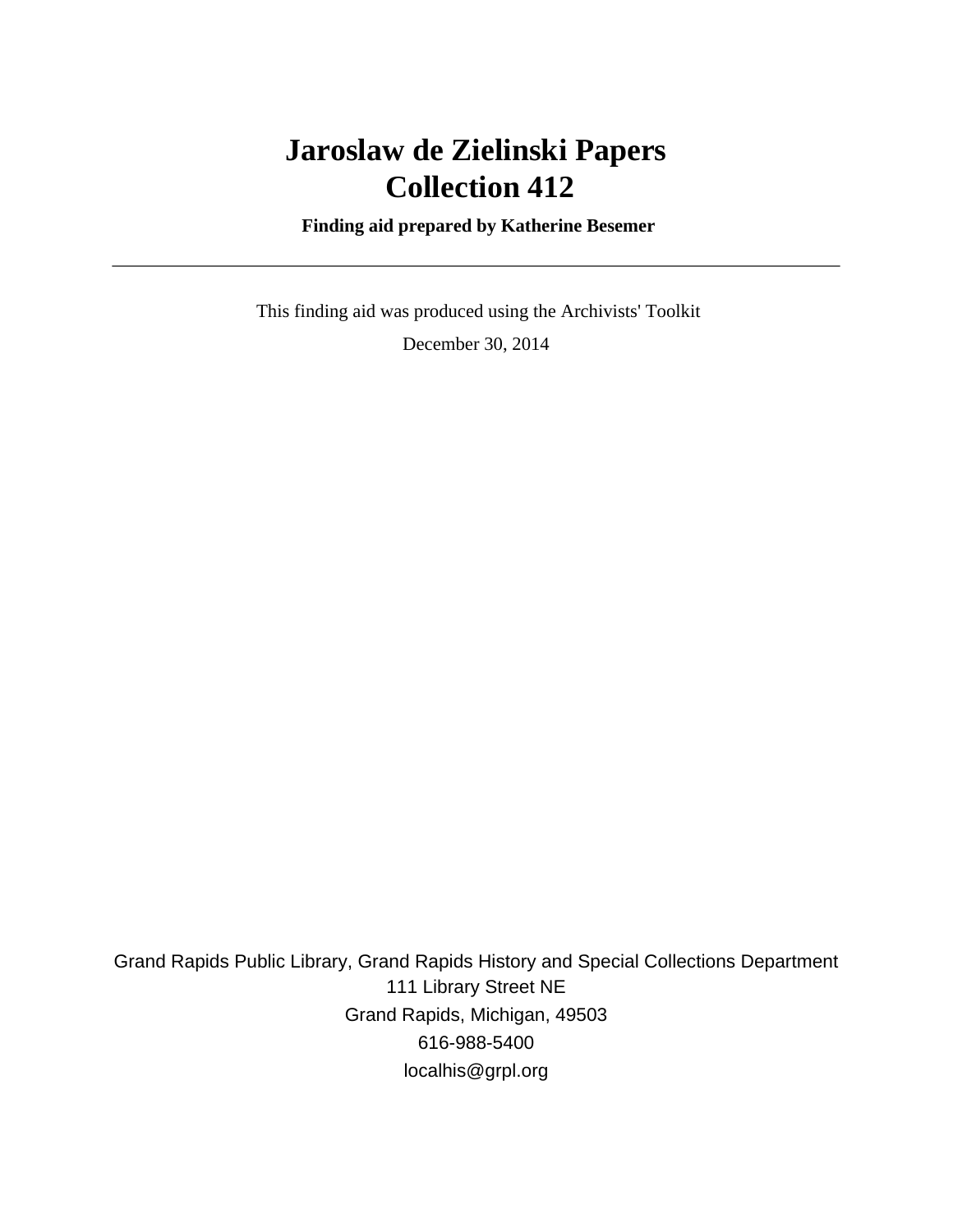# Jaroslaw de Zielinski Papers
# Collection 412

**Finding aid prepared by Katherine Besemer**

---

This finding aid was produced using the Archivists' Toolkit

December 30, 2014

Grand Rapids Public Library, Grand Rapids History and Special Collections Department
111 Library Street NE
Grand Rapids, Michigan, 49503
616-988-5400
localhis@grpl.org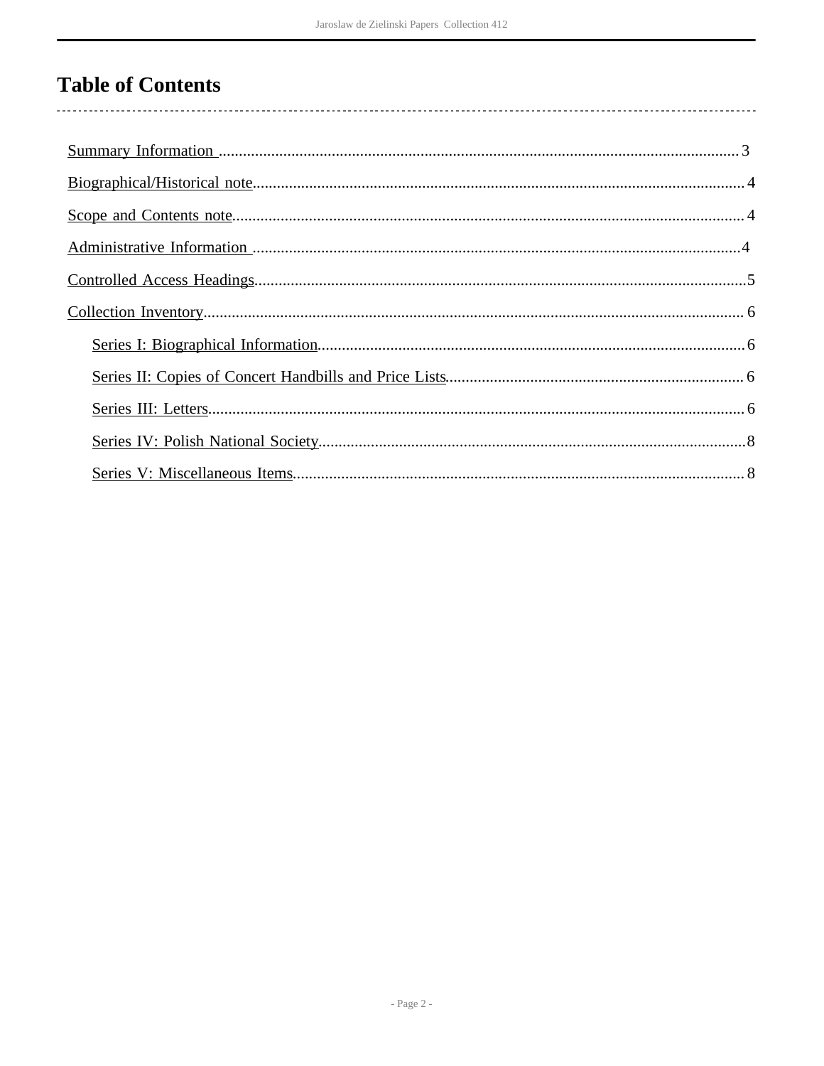# Table of Contents

Summary Information .......... 3

Biographical/Historical note .......... 4

Scope and Contents note .......... 4

Administrative Information .......... 4

Controlled Access Headings .......... 5

Collection Inventory .......... 6

- Series I: Biographical Information .......... 6
- Series II: Copies of Concert Handbills and Price Lists .......... 6
- Series III: Letters .......... 6
- Series IV: Polish National Society .......... 8
- Series V: Miscellaneous Items .......... 8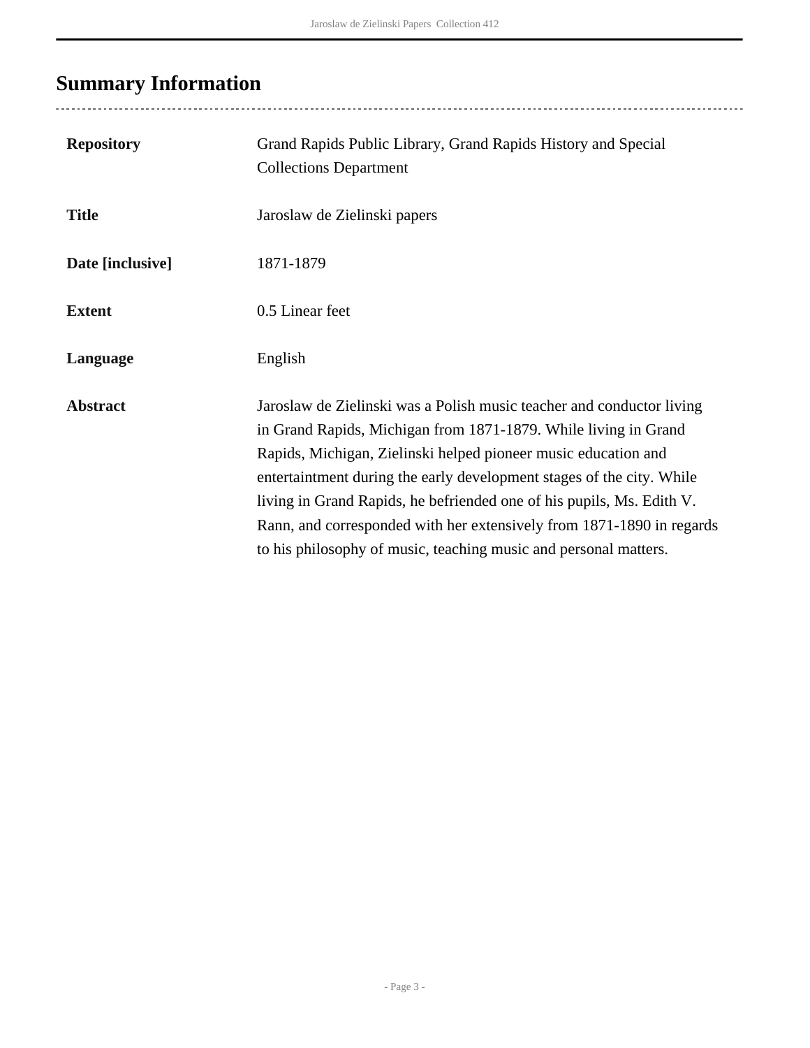# Summary Information

| | |
|---|---|
| **Repository** | Grand Rapids Public Library, Grand Rapids History and Special Collections Department |
| **Title** | Jaroslaw de Zielinski papers |
| **Date [inclusive]** | 1871-1879 |
| **Extent** | 0.5 Linear feet |
| **Language** | English |
| **Abstract** | Jaroslaw de Zielinski was a Polish music teacher and conductor living in Grand Rapids, Michigan from 1871-1879. While living in Grand Rapids, Michigan, Zielinski helped pioneer music education and entertaintment during the early development stages of the city. While living in Grand Rapids, he befriended one of his pupils, Ms. Edith V. Rann, and corresponded with her extensively from 1871-1890 in regards to his philosophy of music, teaching music and personal matters. |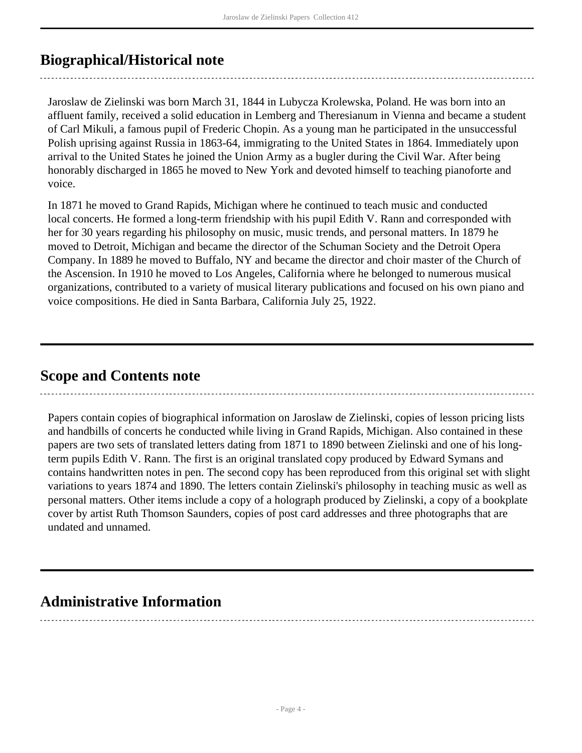## Biographical/Historical note

Jaroslaw de Zielinski was born March 31, 1844 in Lubycza Krolewska, Poland. He was born into an affluent family, received a solid education in Lemberg and Theresianum in Vienna and became a student of Carl Mikuli, a famous pupil of Frederic Chopin. As a young man he participated in the unsuccessful Polish uprising against Russia in 1863-64, immigrating to the United States in 1864. Immediately upon arrival to the United States he joined the Union Army as a bugler during the Civil War. After being honorably discharged in 1865 he moved to New York and devoted himself to teaching pianoforte and voice.

In 1871 he moved to Grand Rapids, Michigan where he continued to teach music and conducted local concerts. He formed a long-term friendship with his pupil Edith V. Rann and corresponded with her for 30 years regarding his philosophy on music, music trends, and personal matters. In 1879 he moved to Detroit, Michigan and became the director of the Schuman Society and the Detroit Opera Company. In 1889 he moved to Buffalo, NY and became the director and choir master of the Church of the Ascension. In 1910 he moved to Los Angeles, California where he belonged to numerous musical organizations, contributed to a variety of musical literary publications and focused on his own piano and voice compositions. He died in Santa Barbara, California July 25, 1922.

## Scope and Contents note

Papers contain copies of biographical information on Jaroslaw de Zielinski, copies of lesson pricing lists and handbills of concerts he conducted while living in Grand Rapids, Michigan. Also contained in these papers are two sets of translated letters dating from 1871 to 1890 between Zielinski and one of his long-term pupils Edith V. Rann. The first is an original translated copy produced by Edward Symans and contains handwritten notes in pen. The second copy has been reproduced from this original set with slight variations to years 1874 and 1890. The letters contain Zielinski's philosophy in teaching music as well as personal matters. Other items include a copy of a holograph produced by Zielinski, a copy of a bookplate cover by artist Ruth Thomson Saunders, copies of post card addresses and three photographs that are undated and unnamed.

## Administrative Information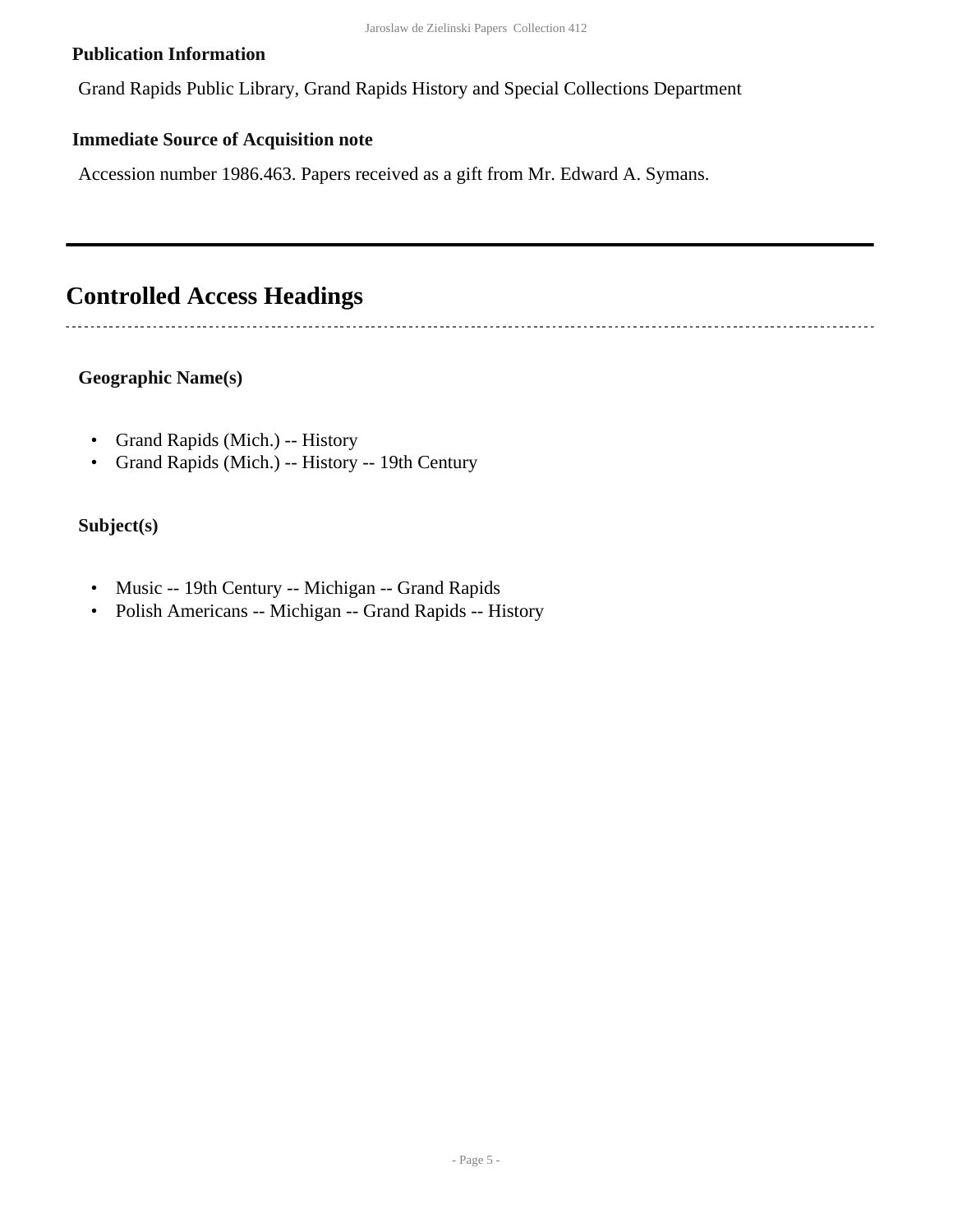### Publication Information

Grand Rapids Public Library, Grand Rapids History and Special Collections Department

### Immediate Source of Acquisition note

Accession number 1986.463. Papers received as a gift from Mr. Edward A. Symans.

## Controlled Access Headings

### Geographic Name(s)

- Grand Rapids (Mich.) -- History
- Grand Rapids (Mich.) -- History -- 19th Century

### Subject(s)

- Music -- 19th Century -- Michigan -- Grand Rapids
- Polish Americans -- Michigan -- Grand Rapids -- History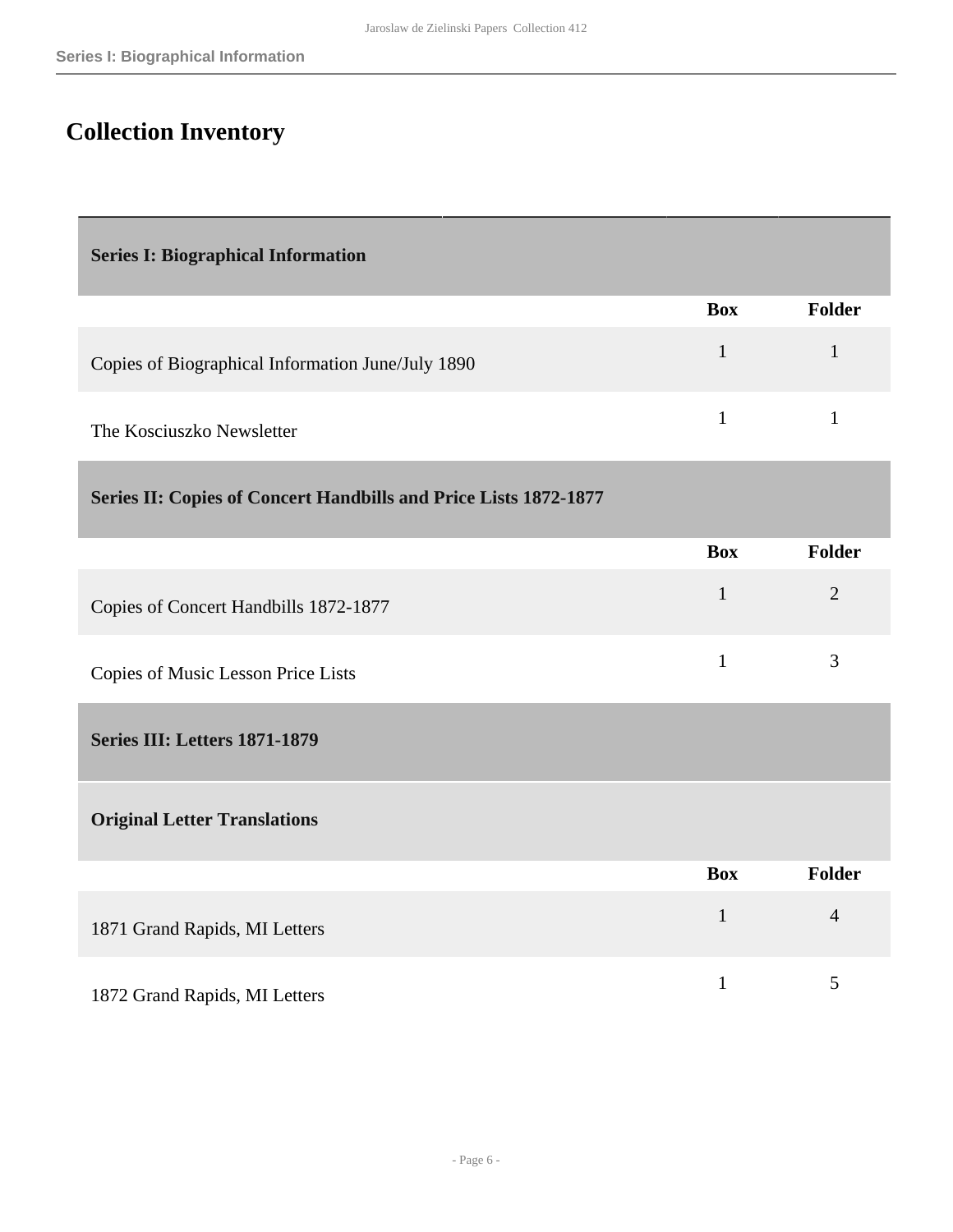## Collection Inventory

### Series I: Biographical Information

| | Box | Folder |
|---|---|---|
| Copies of Biographical Information June/July 1890 | 1 | 1 |
| The Kosciuszko Newsletter | 1 | 1 |

### Series II: Copies of Concert Handbills and Price Lists 1872-1877

| | Box | Folder |
|---|---|---|
| Copies of Concert Handbills 1872-1877 | 1 | 2 |
| Copies of Music Lesson Price Lists | 1 | 3 |

### Series III: Letters 1871-1879

#### Original Letter Translations

| | Box | Folder |
|---|---|---|
| 1871 Grand Rapids, MI Letters | 1 | 4 |
| 1872 Grand Rapids, MI Letters | 1 | 5 |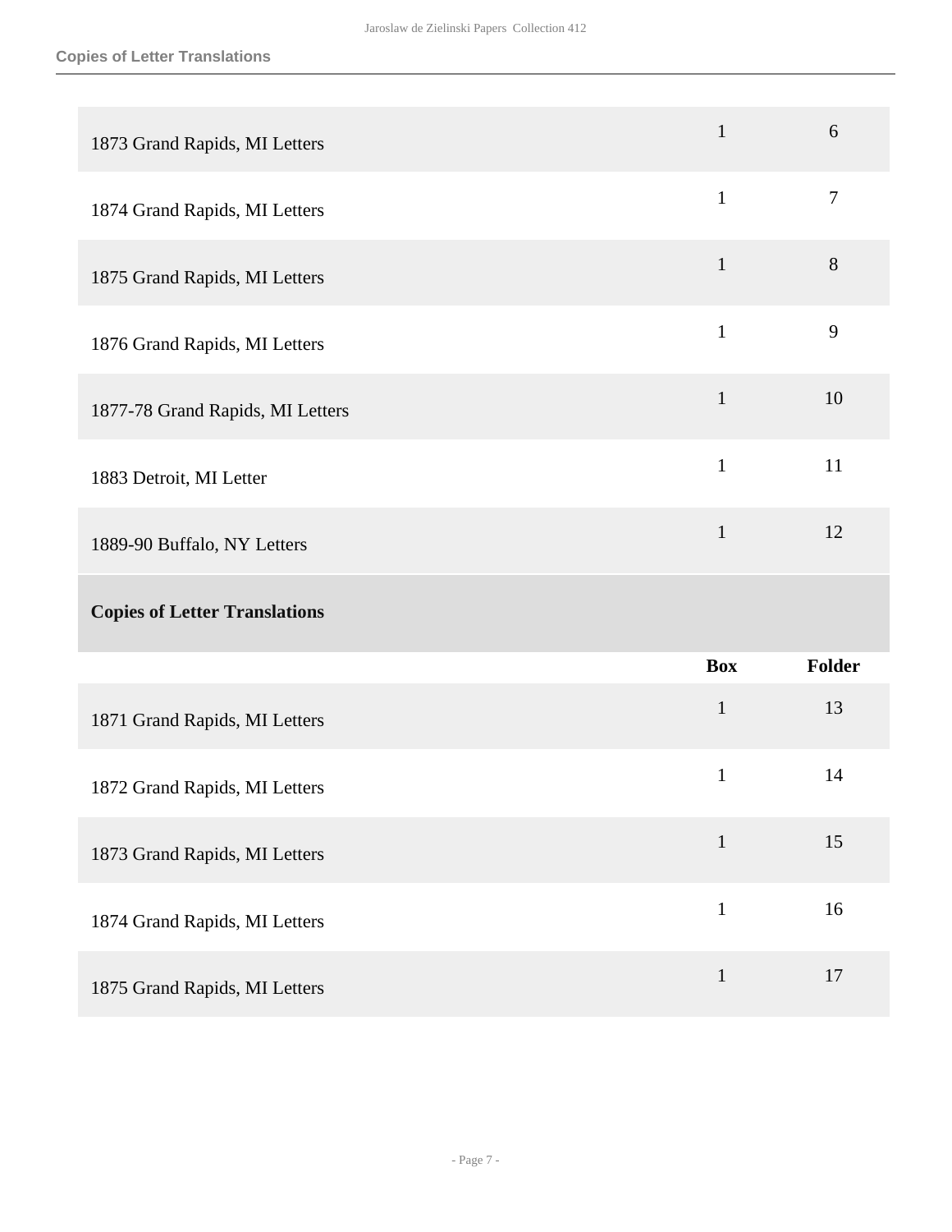| | Box | Folder |
|---|---|---|
| 1873 Grand Rapids, MI Letters | 1 | 6 |
| 1874 Grand Rapids, MI Letters | 1 | 7 |
| 1875 Grand Rapids, MI Letters | 1 | 8 |
| 1876 Grand Rapids, MI Letters | 1 | 9 |
| 1877-78 Grand Rapids, MI Letters | 1 | 10 |
| 1883 Detroit, MI Letter | 1 | 11 |
| 1889-90 Buffalo, NY Letters | 1 | 12 |

### Copies of Letter Translations

| | Box | Folder |
|---|---|---|
| 1871 Grand Rapids, MI Letters | 1 | 13 |
| 1872 Grand Rapids, MI Letters | 1 | 14 |
| 1873 Grand Rapids, MI Letters | 1 | 15 |
| 1874 Grand Rapids, MI Letters | 1 | 16 |
| 1875 Grand Rapids, MI Letters | 1 | 17 |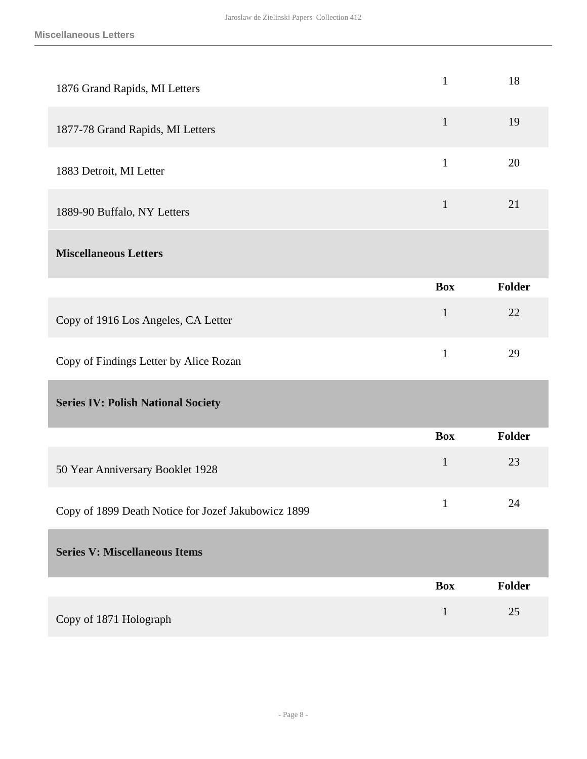| | Box | Folder |
|---|---|---|
| 1876 Grand Rapids, MI Letters | 1 | 18 |
| 1877-78 Grand Rapids, MI Letters | 1 | 19 |
| 1883 Detroit, MI Letter | 1 | 20 |
| 1889-90 Buffalo, NY Letters | 1 | 21 |

**Miscellaneous Letters**

| | Box | Folder |
|---|---|---|
| Copy of 1916 Los Angeles, CA Letter | 1 | 22 |
| Copy of Findings Letter by Alice Rozan | 1 | 29 |

**Series IV: Polish National Society**

| | Box | Folder |
|---|---|---|
| 50 Year Anniversary Booklet 1928 | 1 | 23 |
| Copy of 1899 Death Notice for Jozef Jakubowicz 1899 | 1 | 24 |

**Series V: Miscellaneous Items**

| | Box | Folder |
|---|---|---|
| Copy of 1871 Holograph | 1 | 25 |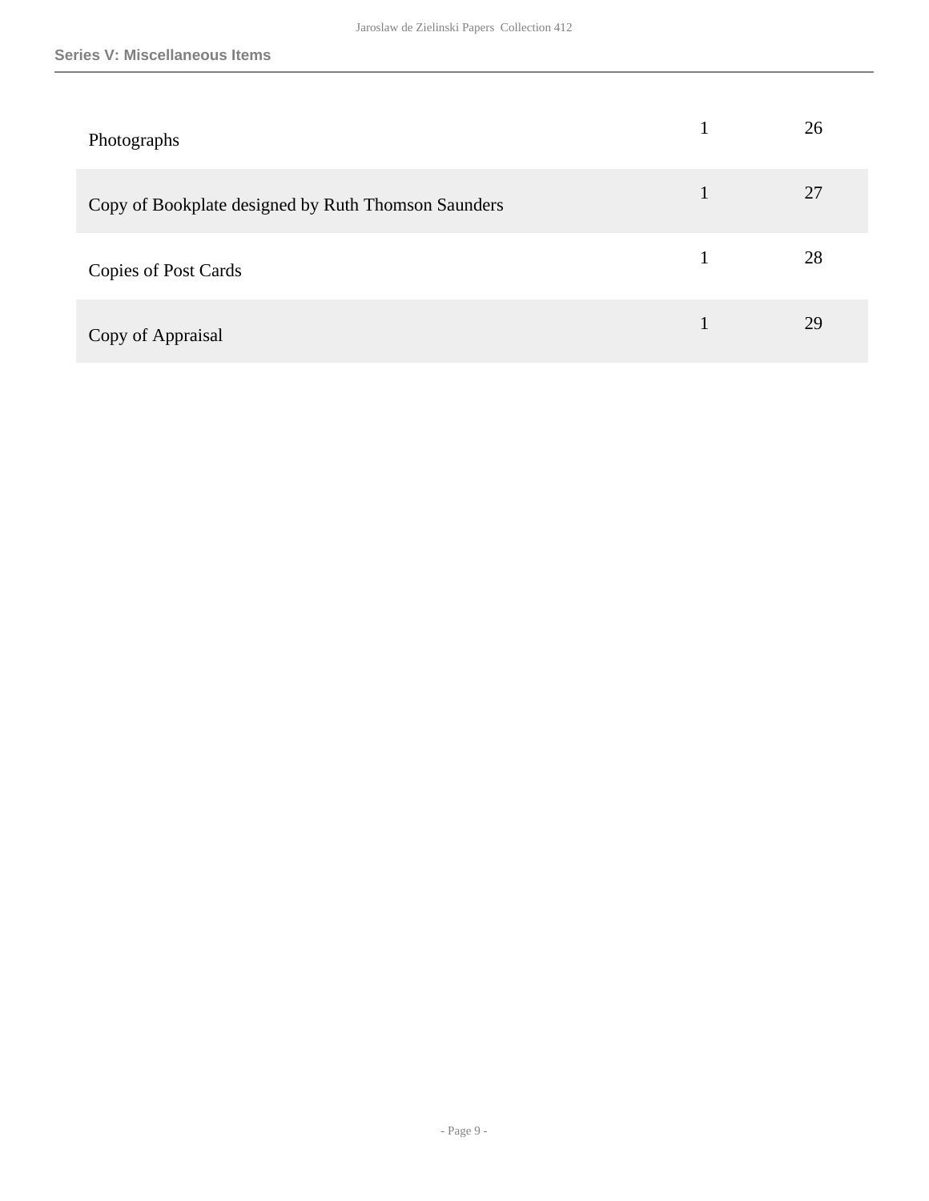## Series V: Miscellaneous Items

| | | |
|---|---|---|
| Photographs | 1 | 26 |
| Copy of Bookplate designed by Ruth Thomson Saunders | 1 | 27 |
| Copies of Post Cards | 1 | 28 |
| Copy of Appraisal | 1 | 29 |